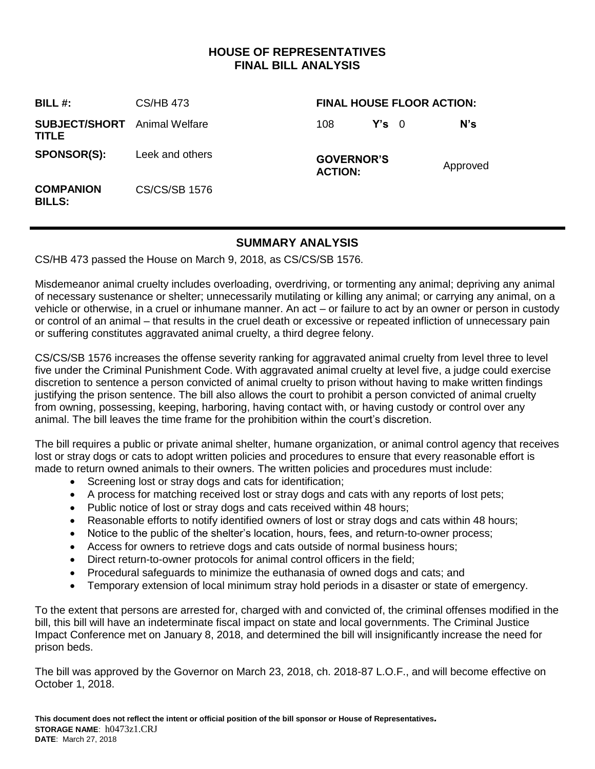# HOUSE OF REPRESENTATIVES
# FINAL BILL ANALYSIS

| | | | | | |
|---|---|---|---|---|---|
| **BILL #:** | CS/HB 473 | **FINAL HOUSE FLOOR ACTION:** | | | |
| **SUBJECT/SHORT TITLE** | Animal Welfare | 108 | **Y's** | 0 | **N's** |
| **SPONSOR(S):** | Leek and others | **GOVERNOR'S ACTION:** | | Approved | |
| **COMPANION BILLS:** | CS/CS/SB 1576 | | | | |

## SUMMARY ANALYSIS

CS/HB 473 passed the House on March 9, 2018, as CS/CS/SB 1576.

Misdemeanor animal cruelty includes overloading, overdriving, or tormenting any animal; depriving any animal of necessary sustenance or shelter; unnecessarily mutilating or killing any animal; or carrying any animal, on a vehicle or otherwise, in a cruel or inhumane manner. An act – or failure to act by an owner or person in custody or control of an animal – that results in the cruel death or excessive or repeated infliction of unnecessary pain or suffering constitutes aggravated animal cruelty, a third degree felony.

CS/CS/SB 1576 increases the offense severity ranking for aggravated animal cruelty from level three to level five under the Criminal Punishment Code. With aggravated animal cruelty at level five, a judge could exercise discretion to sentence a person convicted of animal cruelty to prison without having to make written findings justifying the prison sentence. The bill also allows the court to prohibit a person convicted of animal cruelty from owning, possessing, keeping, harboring, having contact with, or having custody or control over any animal. The bill leaves the time frame for the prohibition within the court's discretion.

The bill requires a public or private animal shelter, humane organization, or animal control agency that receives lost or stray dogs or cats to adopt written policies and procedures to ensure that every reasonable effort is made to return owned animals to their owners. The written policies and procedures must include:

- Screening lost or stray dogs and cats for identification;
- A process for matching received lost or stray dogs and cats with any reports of lost pets;
- Public notice of lost or stray dogs and cats received within 48 hours;
- Reasonable efforts to notify identified owners of lost or stray dogs and cats within 48 hours;
- Notice to the public of the shelter's location, hours, fees, and return-to-owner process;
- Access for owners to retrieve dogs and cats outside of normal business hours;
- Direct return-to-owner protocols for animal control officers in the field;
- Procedural safeguards to minimize the euthanasia of owned dogs and cats; and
- Temporary extension of local minimum stray hold periods in a disaster or state of emergency.

To the extent that persons are arrested for, charged with and convicted of, the criminal offenses modified in the bill, this bill will have an indeterminate fiscal impact on state and local governments. The Criminal Justice Impact Conference met on January 8, 2018, and determined the bill will insignificantly increase the need for prison beds.

The bill was approved by the Governor on March 23, 2018, ch. 2018-87 L.O.F., and will become effective on October 1, 2018.

**This document does not reflect the intent or official position of the bill sponsor or House of Representatives.**
**STORAGE NAME**: h0473z1.CRJ
**DATE**: March 27, 2018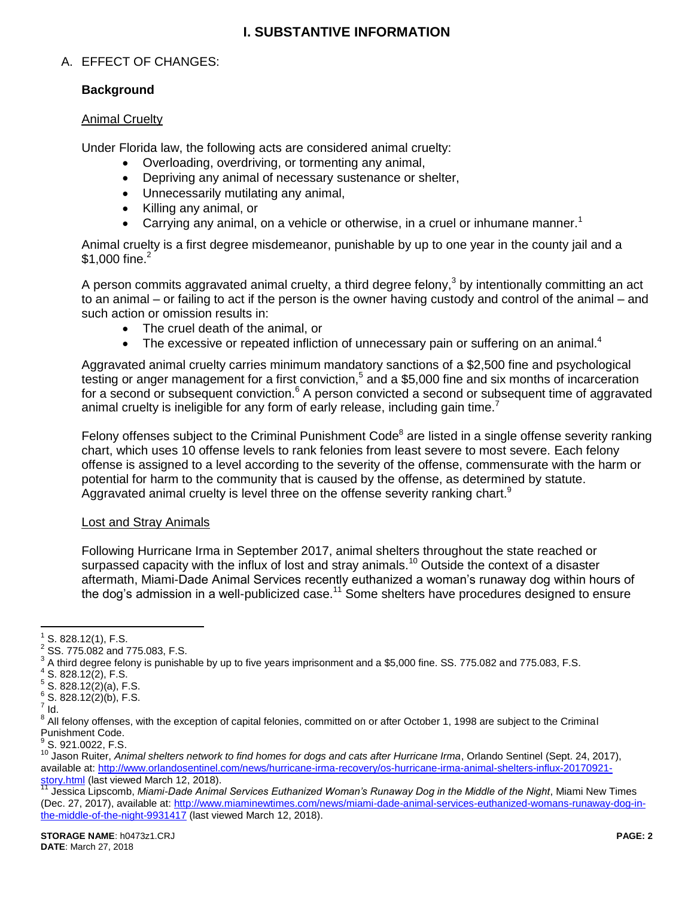# I. SUBSTANTIVE INFORMATION

A. EFFECT OF CHANGES:

**Background**

Animal Cruelty

Under Florida law, the following acts are considered animal cruelty:

- Overloading, overdriving, or tormenting any animal,
- Depriving any animal of necessary sustenance or shelter,
- Unnecessarily mutilating any animal,
- Killing any animal, or
- Carrying any animal, on a vehicle or otherwise, in a cruel or inhumane manner.[1]

Animal cruelty is a first degree misdemeanor, punishable by up to one year in the county jail and a $1,000 fine.[2]

A person commits aggravated animal cruelty, a third degree felony,[3] by intentionally committing an act to an animal – or failing to act if the person is the owner having custody and control of the animal – and such action or omission results in:

- The cruel death of the animal, or
- The excessive or repeated infliction of unnecessary pain or suffering on an animal.[4]

Aggravated animal cruelty carries minimum mandatory sanctions of a $2,500 fine and psychological testing or anger management for a first conviction,[5] and a $5,000 fine and six months of incarceration for a second or subsequent conviction.[6] A person convicted a second or subsequent time of aggravated animal cruelty is ineligible for any form of early release, including gain time.[7]

Felony offenses subject to the Criminal Punishment Code[8] are listed in a single offense severity ranking chart, which uses 10 offense levels to rank felonies from least severe to most severe. Each felony offense is assigned to a level according to the severity of the offense, commensurate with the harm or potential for harm to the community that is caused by the offense, as determined by statute. Aggravated animal cruelty is level three on the offense severity ranking chart.[9]

Lost and Stray Animals

Following Hurricane Irma in September 2017, animal shelters throughout the state reached or surpassed capacity with the influx of lost and stray animals.[10] Outside the context of a disaster aftermath, Miami-Dade Animal Services recently euthanized a woman's runaway dog within hours of the dog's admission in a well-publicized case.[11] Some shelters have procedures designed to ensure

---

[1] S. 828.12(1), F.S.

[2] SS. 775.082 and 775.083, F.S.

[3] A third degree felony is punishable by up to five years imprisonment and a $5,000 fine. SS. 775.082 and 775.083, F.S.

[4] S. 828.12(2), F.S.

[5] S. 828.12(2)(a), F.S.

[6] S. 828.12(2)(b), F.S.

[7] Id.

[8] All felony offenses, with the exception of capital felonies, committed on or after October 1, 1998 are subject to the Criminal Punishment Code.

[9] S. 921.0022, F.S.

[10] Jason Ruiter, *Animal shelters network to find homes for dogs and cats after Hurricane Irma*, Orlando Sentinel (Sept. 24, 2017), available at: http://www.orlandosentinel.com/news/hurricane-irma-recovery/os-hurricane-irma-animal-shelters-influx-20170921-story.html (last viewed March 12, 2018).

[11] Jessica Lipscomb, *Miami-Dade Animal Services Euthanized Woman's Runaway Dog in the Middle of the Night*, Miami New Times (Dec. 27, 2017), available at: http://www.miaminewtimes.com/news/miami-dade-animal-services-euthanized-womans-runaway-dog-in-the-middle-of-the-night-9931417 (last viewed March 12, 2018).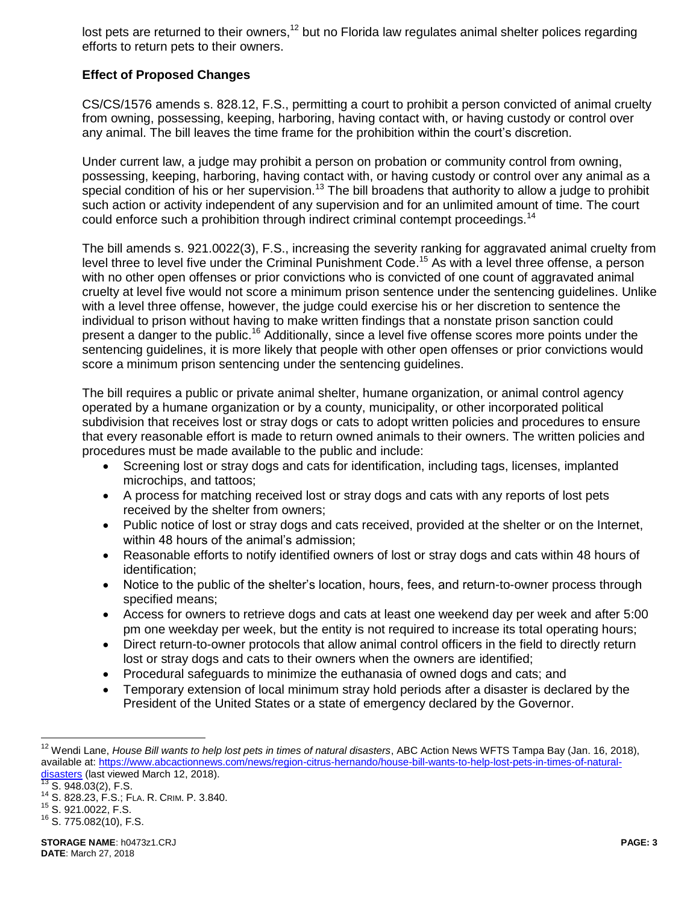lost pets are returned to their owners,[12] but no Florida law regulates animal shelter polices regarding efforts to return pets to their owners.

**Effect of Proposed Changes**

CS/CS/1576 amends s. 828.12, F.S., permitting a court to prohibit a person convicted of animal cruelty from owning, possessing, keeping, harboring, having contact with, or having custody or control over any animal. The bill leaves the time frame for the prohibition within the court's discretion.

Under current law, a judge may prohibit a person on probation or community control from owning, possessing, keeping, harboring, having contact with, or having custody or control over any animal as a special condition of his or her supervision.[13] The bill broadens that authority to allow a judge to prohibit such action or activity independent of any supervision and for an unlimited amount of time. The court could enforce such a prohibition through indirect criminal contempt proceedings.[14]

The bill amends s. 921.0022(3), F.S., increasing the severity ranking for aggravated animal cruelty from level three to level five under the Criminal Punishment Code.[15] As with a level three offense, a person with no other open offenses or prior convictions who is convicted of one count of aggravated animal cruelty at level five would not score a minimum prison sentence under the sentencing guidelines. Unlike with a level three offense, however, the judge could exercise his or her discretion to sentence the individual to prison without having to make written findings that a nonstate prison sanction could present a danger to the public.[16] Additionally, since a level five offense scores more points under the sentencing guidelines, it is more likely that people with other open offenses or prior convictions would score a minimum prison sentencing under the sentencing guidelines.

The bill requires a public or private animal shelter, humane organization, or animal control agency operated by a humane organization or by a county, municipality, or other incorporated political subdivision that receives lost or stray dogs or cats to adopt written policies and procedures to ensure that every reasonable effort is made to return owned animals to their owners. The written policies and procedures must be made available to the public and include:

- Screening lost or stray dogs and cats for identification, including tags, licenses, implanted microchips, and tattoos;
- A process for matching received lost or stray dogs and cats with any reports of lost pets received by the shelter from owners;
- Public notice of lost or stray dogs and cats received, provided at the shelter or on the Internet, within 48 hours of the animal's admission;
- Reasonable efforts to notify identified owners of lost or stray dogs and cats within 48 hours of identification;
- Notice to the public of the shelter's location, hours, fees, and return-to-owner process through specified means;
- Access for owners to retrieve dogs and cats at least one weekend day per week and after 5:00 pm one weekday per week, but the entity is not required to increase its total operating hours;
- Direct return-to-owner protocols that allow animal control officers in the field to directly return lost or stray dogs and cats to their owners when the owners are identified;
- Procedural safeguards to minimize the euthanasia of owned dogs and cats; and
- Temporary extension of local minimum stray hold periods after a disaster is declared by the President of the United States or a state of emergency declared by the Governor.

---

[12] Wendi Lane, *House Bill wants to help lost pets in times of natural disasters*, ABC Action News WFTS Tampa Bay (Jan. 16, 2018), available at: https://www.abcactionnews.com/news/region-citrus-hernando/house-bill-wants-to-help-lost-pets-in-times-of-natural-disasters (last viewed March 12, 2018).

[13] S. 948.03(2), F.S.

[14] S. 828.23, F.S.; FLA. R. CRIM. P. 3.840.

[15] S. 921.0022, F.S.

[16] S. 775.082(10), F.S.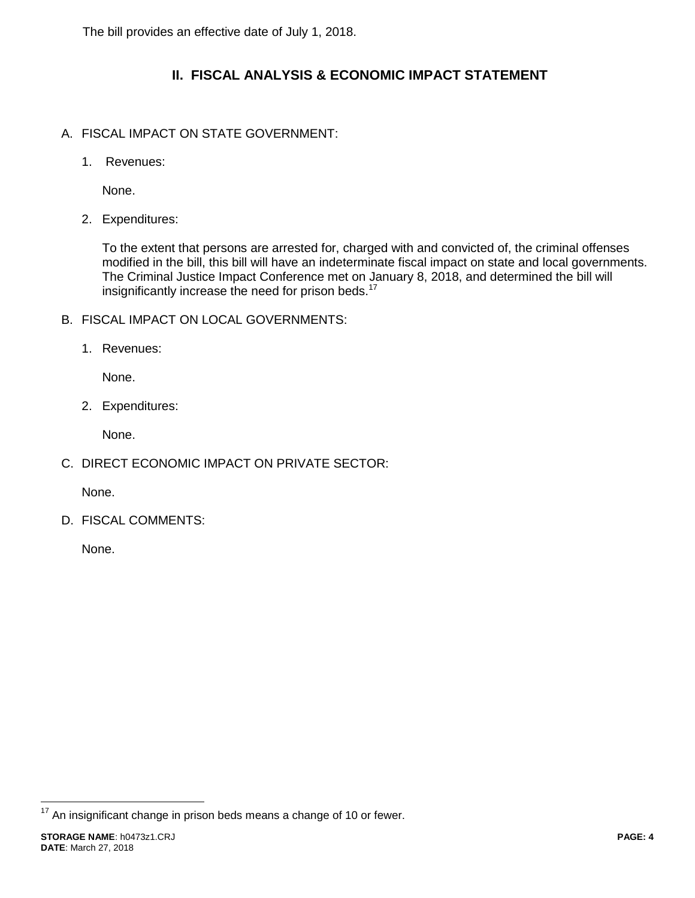The bill provides an effective date of July 1, 2018.

## II. FISCAL ANALYSIS & ECONOMIC IMPACT STATEMENT

A. FISCAL IMPACT ON STATE GOVERNMENT:

1. Revenues:

   None.

2. Expenditures:

   To the extent that persons are arrested for, charged with and convicted of, the criminal offenses modified in the bill, this bill will have an indeterminate fiscal impact on state and local governments. The Criminal Justice Impact Conference met on January 8, 2018, and determined the bill will insignificantly increase the need for prison beds.[17]

B. FISCAL IMPACT ON LOCAL GOVERNMENTS:

1. Revenues:

   None.

2. Expenditures:

   None.

C. DIRECT ECONOMIC IMPACT ON PRIVATE SECTOR:

   None.

D. FISCAL COMMENTS:

   None.

---

[17] An insignificant change in prison beds means a change of 10 or fewer.